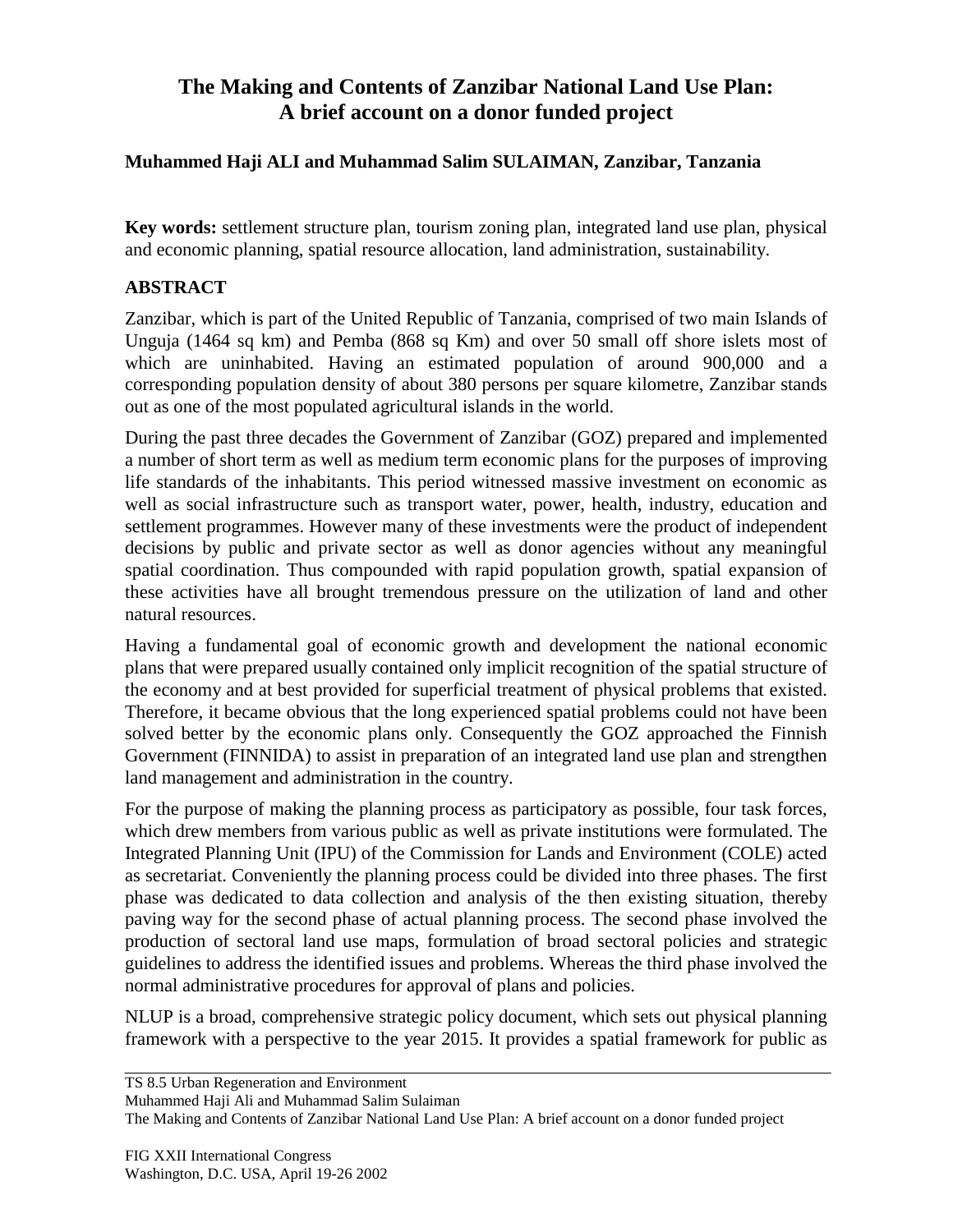# The Making and Contents of Zanzibar National Land Use Plan: A brief account on a donor funded project

**Muhammed Haji ALI and Muhammad Salim SULAIMAN, Zanzibar, Tanzania**

**Key words:** settlement structure plan, tourism zoning plan, integrated land use plan, physical and economic planning, spatial resource allocation, land administration, sustainability.

## ABSTRACT

Zanzibar, which is part of the United Republic of Tanzania, comprised of two main Islands of Unguja (1464 sq km) and Pemba (868 sq Km) and over 50 small off shore islets most of which are uninhabited. Having an estimated population of around 900,000 and a corresponding population density of about 380 persons per square kilometre, Zanzibar stands out as one of the most populated agricultural islands in the world.

During the past three decades the Government of Zanzibar (GOZ) prepared and implemented a number of short term as well as medium term economic plans for the purposes of improving life standards of the inhabitants. This period witnessed massive investment on economic as well as social infrastructure such as transport water, power, health, industry, education and settlement programmes. However many of these investments were the product of independent decisions by public and private sector as well as donor agencies without any meaningful spatial coordination. Thus compounded with rapid population growth, spatial expansion of these activities have all brought tremendous pressure on the utilization of land and other natural resources.

Having a fundamental goal of economic growth and development the national economic plans that were prepared usually contained only implicit recognition of the spatial structure of the economy and at best provided for superficial treatment of physical problems that existed. Therefore, it became obvious that the long experienced spatial problems could not have been solved better by the economic plans only. Consequently the GOZ approached the Finnish Government (FINNIDA) to assist in preparation of an integrated land use plan and strengthen land management and administration in the country.

For the purpose of making the planning process as participatory as possible, four task forces, which drew members from various public as well as private institutions were formulated. The Integrated Planning Unit (IPU) of the Commission for Lands and Environment (COLE) acted as secretariat. Conveniently the planning process could be divided into three phases. The first phase was dedicated to data collection and analysis of the then existing situation, thereby paving way for the second phase of actual planning process. The second phase involved the production of sectoral land use maps, formulation of broad sectoral policies and strategic guidelines to address the identified issues and problems. Whereas the third phase involved the normal administrative procedures for approval of plans and policies.

NLUP is a broad, comprehensive strategic policy document, which sets out physical planning framework with a perspective to the year 2015. It provides a spatial framework for public as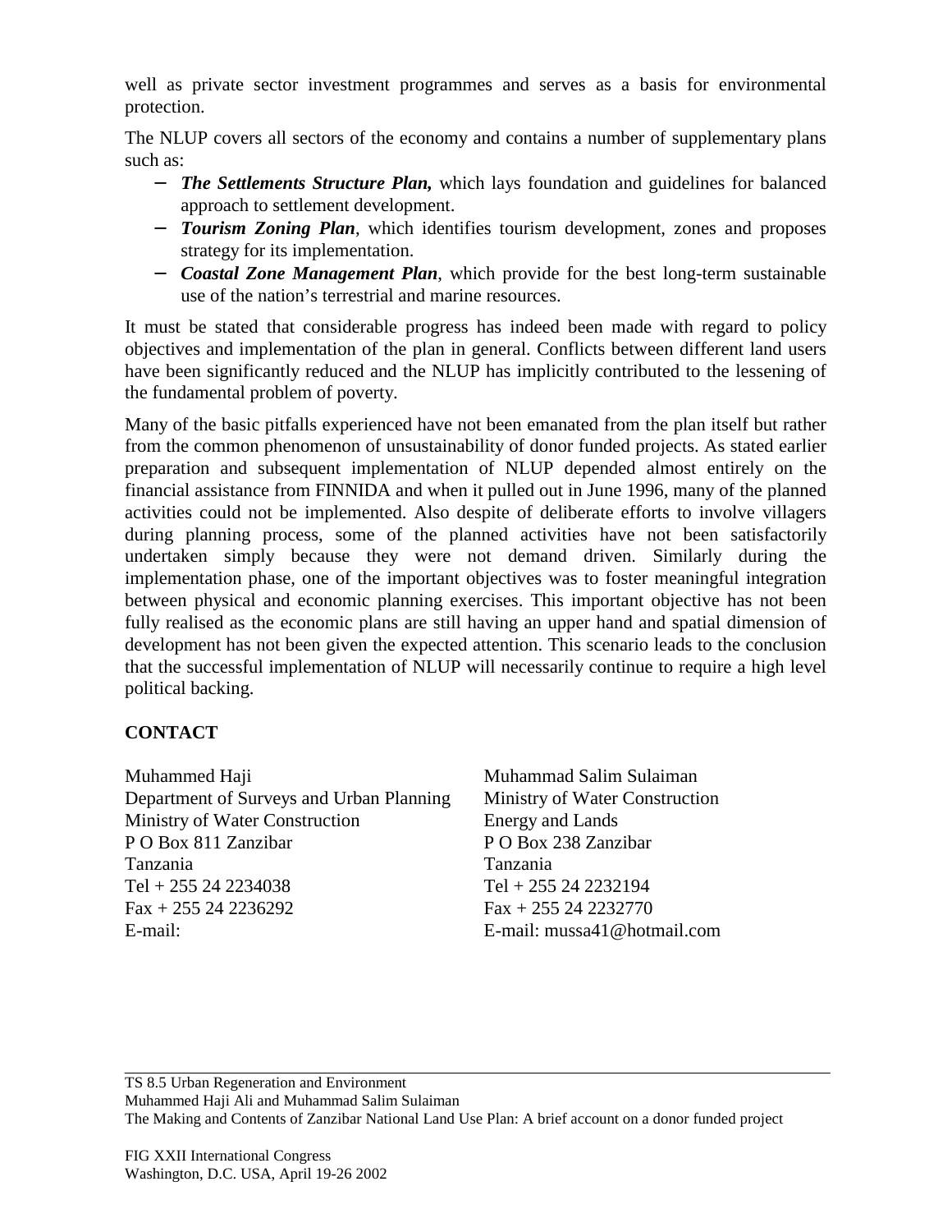well as private sector investment programmes and serves as a basis for environmental protection.

The NLUP covers all sectors of the economy and contains a number of supplementary plans such as:

- ***The Settlements Structure Plan,*** which lays foundation and guidelines for balanced approach to settlement development.
- ***Tourism Zoning Plan***, which identifies tourism development, zones and proposes strategy for its implementation.
- ***Coastal Zone Management Plan***, which provide for the best long-term sustainable use of the nation's terrestrial and marine resources.

It must be stated that considerable progress has indeed been made with regard to policy objectives and implementation of the plan in general. Conflicts between different land users have been significantly reduced and the NLUP has implicitly contributed to the lessening of the fundamental problem of poverty.

Many of the basic pitfalls experienced have not been emanated from the plan itself but rather from the common phenomenon of unsustainability of donor funded projects. As stated earlier preparation and subsequent implementation of NLUP depended almost entirely on the financial assistance from FINNIDA and when it pulled out in June 1996, many of the planned activities could not be implemented. Also despite of deliberate efforts to involve villagers during planning process, some of the planned activities have not been satisfactorily undertaken simply because they were not demand driven. Similarly during the implementation phase, one of the important objectives was to foster meaningful integration between physical and economic planning exercises. This important objective has not been fully realised as the economic plans are still having an upper hand and spatial dimension of development has not been given the expected attention. This scenario leads to the conclusion that the successful implementation of NLUP will necessarily continue to require a high level political backing.

## CONTACT

Muhammed Haji
Department of Surveys and Urban Planning
Ministry of Water Construction
P O Box 811 Zanzibar
Tanzania
Tel + 255 24 2234038
Fax + 255 24 2236292
E-mail:

Muhammad Salim Sulaiman
Ministry of Water Construction
Energy and Lands
P O Box 238 Zanzibar
Tanzania
Tel + 255 24 2232194
Fax + 255 24 2232770
E-mail: mussa41@hotmail.com